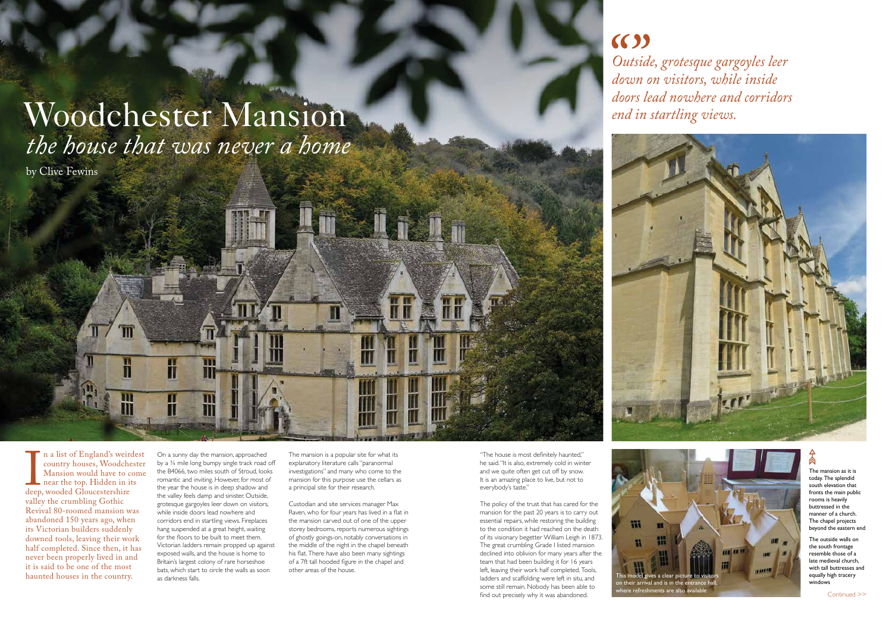# Woodchester Mansion

## *the house that was never a home*

by Clive Fewins

In a list of England's weirdest country houses, Woodchester Mansion would have to come near the top. Hidden in its deep, wooded Gloucestershire valley the crumbling Gothic Revival 80-roomed mansion was abandoned 150 years ago, when its Victorian builders suddenly downed tools, leaving their work half completed. Since then, it has never been properly lived in and it is said to be one of the most haunted houses in the country.

On a sunny day the mansion, approached by a ¾ mile long bumpy single track road off the B4066, two miles south of Stroud, looks romantic and inviting. However, for most of the year the house is in deep shadow and the valley feels damp and sinister. Outside, grotesque gargoyles leer down on visitors, while inside doors lead nowhere and corridors end in startling views. Fireplaces hang suspended at a great height, waiting for the floors to be built to meet them. Victorian ladders remain propped up against exposed walls, and the house is home to Britain's largest colony of rare horseshoe bats, which start to circle the walls as soon as darkness falls.

The mansion is a popular site for what its explanatory literature calls "paranormal investigations" and many who come to the mansion for this purpose use the cellars as a principal site for their research.

Custodian and site services manager Max Raven, who for four years has lived in a flat in the mansion carved out of one of the upper storey bedrooms, reports numerous sightings of ghostly goings-on, notably conversations in the middle of the night in the chapel beneath his flat. There have also been many sightings of a 7ft tall hooded figure in the chapel and other areas of the house.

"The house is most definitely haunted," he said. "It is also, extremely cold in winter and we quite often get cut off by snow. It is an amazing place to live, but not to everybody's taste."

The policy of the trust that has cared for the mansion for the past 20 years is to carry out essential repairs, while restoring the building to the condition it had reached on the death of its visionary begetter William Leigh in 1873. The great crumbling Grade I listed mansion declined into oblivion for many years after the team that had been building it for 16 years left, leaving their work half completed. Tools, ladders and scaffolding were left in situ, and some still remain. Nobody has been able to find out precisely why it was abandoned.

> *Outside, grotesque gargoyles leer down on visitors, while inside doors lead nowhere and corridors end in startling views.*

This model gives a clear picture to visitors on their arrival and is in the entrance hall, where refreshments are also available

The mansion as it is today. The splendid south elevation that fronts the main public rooms is heavily buttressed in the manner of a church. The chapel projects beyond the eastern end

The outside walls on the south frontage resemble those of a late medieval church, with tall buttresses and equally high tracery windows

Continued >>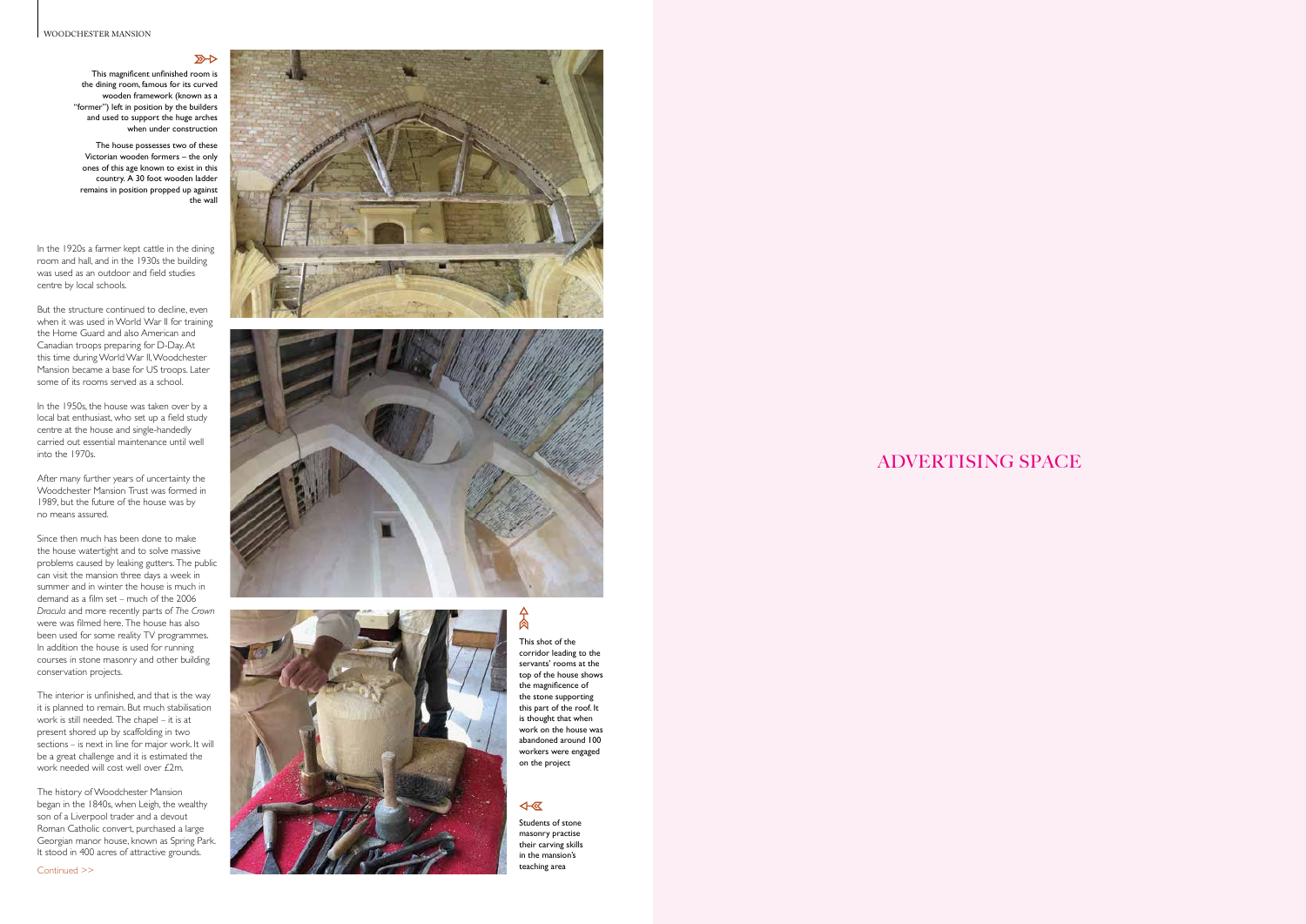This magnificent unfinished room is the dining room, famous for its curved wooden framework (known as a "former") left in position by the builders and used to support the huge arches when under construction

The house possesses two of these Victorian wooden formers – the only ones of this age known to exist in this country. A 30 foot wooden ladder remains in position propped up against the wall

In the 1920s a farmer kept cattle in the dining room and hall, and in the 1930s the building was used as an outdoor and field studies centre by local schools.

But the structure continued to decline, even when it was used in World War II for training the Home Guard and also American and Canadian troops preparing for D-Day. At this time during World War II, Woodchester Mansion became a base for US troops. Later some of its rooms served as a school.

In the 1950s, the house was taken over by a local bat enthusiast, who set up a field study centre at the house and single-handedly carried out essential maintenance until well into the 1970s.

After many further years of uncertainty the Woodchester Mansion Trust was formed in 1989, but the future of the house was by no means assured.

Since then much has been done to make the house watertight and to solve massive problems caused by leaking gutters. The public can visit the mansion three days a week in summer and in winter the house is much in demand as a film set – much of the 2006 *Dracula* and more recently parts of *The Crown* were was filmed here. The house has also been used for some reality TV programmes. In addition the house is used for running courses in stone masonry and other building conservation projects.

The interior is unfinished, and that is the way it is planned to remain. But much stabilisation work is still needed. The chapel – it is at present shored up by scaffolding in two sections – is next in line for major work. It will be a great challenge and it is estimated the work needed will cost well over £2m.

The history of Woodchester Mansion began in the 1840s, when Leigh, the wealthy son of a Liverpool trader and a devout Roman Catholic convert, purchased a large Georgian manor house, known as Spring Park. It stood in 400 acres of attractive grounds.

Continued >>

This shot of the corridor leading to the servants' rooms at the top of the house shows the magnificence of the stone supporting this part of the roof. It is thought that when work on the house was abandoned around 100 workers were engaged on the project

Students of stone masonry practise their carving skills in the mansion's teaching area

ADVERTISING SPACE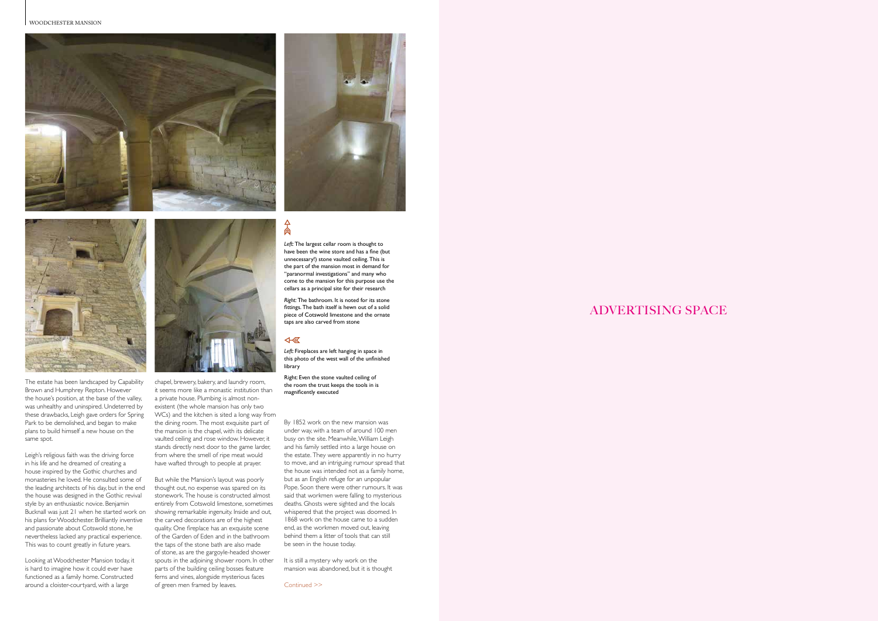The estate has been landscaped by Capability Brown and Humphrey Repton. However the house's position, at the base of the valley, was unhealthy and uninspired. Undeterred by these drawbacks, Leigh gave orders for Spring Park to be demolished, and began to make plans to build himself a new house on the same spot.

Leigh's religious faith was the driving force in his life and he dreamed of creating a house inspired by the Gothic churches and monasteries he loved. He consulted some of the leading architects of his day, but in the end the house was designed in the Gothic revival style by an enthusiastic novice. Benjamin Bucknall was just 21 when he started work on his plans for Woodchester. Brilliantly inventive and passionate about Cotswold stone, he nevertheless lacked any practical experience. This was to count greatly in future years.

Looking at Woodchester Mansion today, it is hard to imagine how it could ever have functioned as a family home. Constructed around a cloister-courtyard, with a large chapel, brewery, bakery, and laundry room, it seems more like a monastic institution than a private house. Plumbing is almost non-existent (the whole mansion has only two WCs) and the kitchen is sited a long way from the dining room. The most exquisite part of the mansion is the chapel, with its delicate vaulted ceiling and rose window. However, it stands directly next door to the game larder, from where the smell of ripe meat would have wafted through to people at prayer.

But while the Mansion's layout was poorly thought out, no expense was spared on its stonework. The house is constructed almost entirely from Cotswold limestone, sometimes showing remarkable ingenuity. Inside and out, the carved decorations are of the highest quality. One fireplace has an exquisite scene of the Garden of Eden and in the bathroom the taps of the stone bath are also made of stone, as are the gargoyle-headed shower spouts in the adjoining shower room. In other parts of the building ceiling bosses feature ferns and vines, alongside mysterious faces of green men framed by leaves.

*Left:* The largest cellar room is thought to have been the wine store and has a fine (but unnecessary!) stone vaulted ceiling. This is the part of the mansion most in demand for "paranormal investigations" and many who come to the mansion for this purpose use the cellars as a principal site for their research

*Right:* The bathroom. It is noted for its stone fittings. The bath itself is hewn out of a solid piece of Cotswold limestone and the ornate taps are also carved from stone

*Left:* Fireplaces are left hanging in space in this photo of the west wall of the unfinished library

Right: Even the stone vaulted ceiling of the room the trust keeps the tools in is magnificently executed

By 1852 work on the new mansion was under way, with a team of around 100 men busy on the site. Meanwhile, William Leigh and his family settled into a large house on the estate. They were apparently in no hurry to move, and an intriguing rumour spread that the house was intended not as a family home, but as an English refuge for an unpopular Pope. Soon there were other rumours. It was said that workmen were falling to mysterious deaths. Ghosts were sighted and the locals whispered that the project was doomed. In 1868 work on the house came to a sudden end, as the workmen moved out, leaving behind them a litter of tools that can still be seen in the house today.

It is still a mystery why work on the mansion was abandoned, but it is thought

Continued >>

ADVERTISING SPACE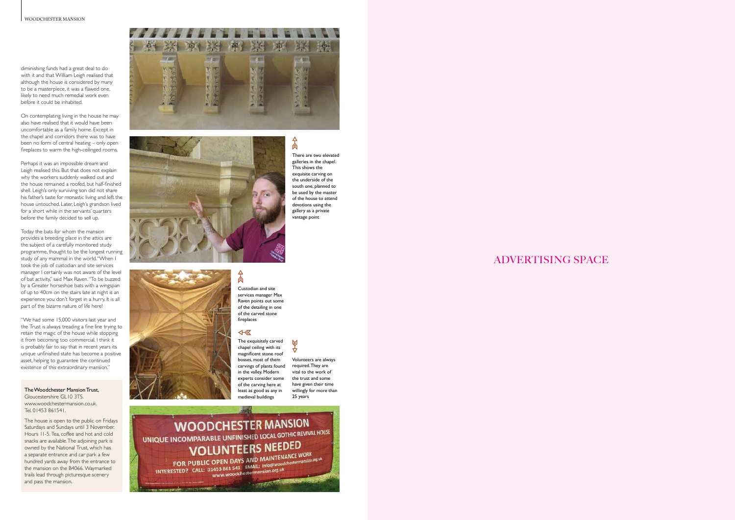diminishing funds had a great deal to do with it and that William Leigh realised that although the house is considered by many to be a masterpiece, it was a flawed one, likely to need much remedial work even before it could be inhabited.

On contemplating living in the house he may also have realised that it would have been uncomfortable as a family home. Except in the chapel and corridors there was to have been no form of central heating – only open fireplaces to warm the high-ceilinged rooms.

Perhaps it was an impossible dream and Leigh realised this. But that does not explain why the workers suddenly walked out and the house remained a roofed, but half-finished shell. Leigh's only surviving son did not share his father's taste for monastic living and left the house untouched. Later, Leigh's grandson lived for a short while in the servants' quarters before the family decided to sell up.

Today the bats for whom the mansion provides a breeding place in the attics are the subject of a carefully monitored study programme, thought to be the longest running study of any mammal in the world. "When I took the job of custodian and site services manager I certainly was not aware of the level of bat activity," said Max Raven. "To be buzzed by a Greater horseshoe bats with a wingspan of up to 40cm on the stairs late at night is an experience you don't forget in a hurry. It is all part of the bizarre nature of life here!

"We had some 15,000 visitors last year and the Trust is always treading a fine line trying to retain the magic of the house while stopping it from becoming too commercial. I think it is probably fair to say that in recent years its unique unfinished state has become a positive asset, helping to guarantee the continued existence of this extraordinary mansion."

**The Woodchester Mansion Trust,**
Gloucestershire GL10 3TS.
www.woodchestermansion.co.uk.
Tel. 01453 861541.

The house is open to the public on Fridays Saturdays and Sundays until 3 November. Hours 11-5. Tea, coffee and hot and cold snacks are available. The adjoining park is owned by the National Trust, which has a separate entrance and car park a few hundred yards away from the entrance to the mansion on the B4066. Waymarked trails lead through picturesque scenery and pass the mansion.

There are two elevated galleries in the chapel. This shows the exquisite carving on the underside of the south one, planned to be used by the master of the house to attend devotions using the gallery as a private vantage point

Custodian and site services manager Max Raven points out some of the detailing in one of the carved stone fireplaces

The exquisitely carved chapel ceiling with its magnificent stone roof bosses, most of them carvings of plants found in the valley. Modern experts consider some of the carving here at least as good as any in medieval buildings

Volunteers are always required. They are vital to the work of the trust and some have given their time willingly for more than 25 years

WOODCHESTER MANSION
UNIQUE INCOMPARABLE UNFINISHED LOCAL GOTHIC REVIVAL HOUSE
VOLUNTEERS NEEDED
FOR PUBLIC OPEN DAYS AND MAINTENANCE WORK
INTERESTED? CALL: 01453 861 541 EMAIL: info@woodchestermansion.org.uk
www.woodchestermansion.org.uk

ADVERTISING SPACE